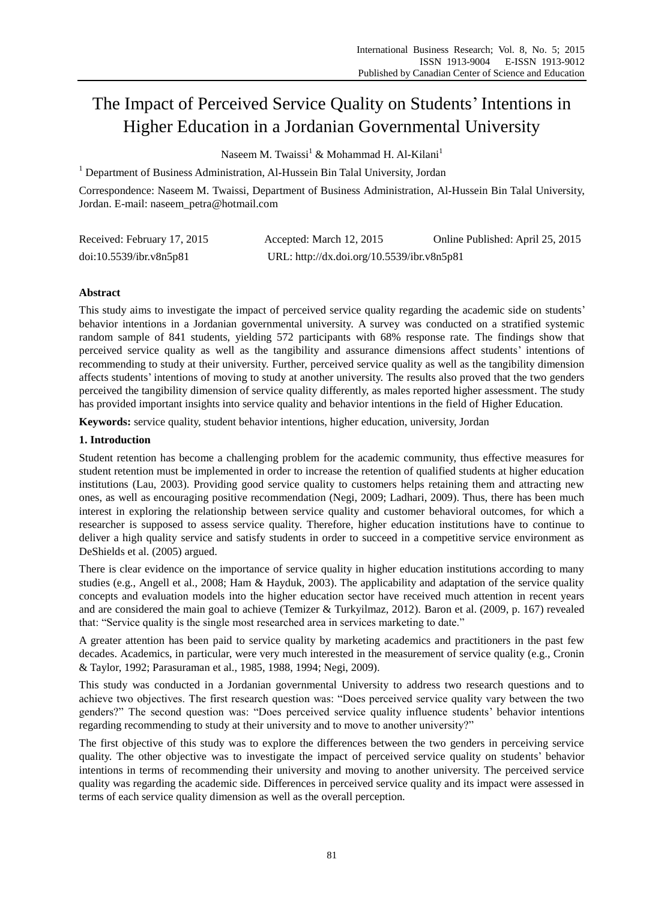# The Impact of Perceived Service Quality on Students' Intentions in Higher Education in a Jordanian Governmental University

Naseem M. Twaissi[1] & Mohammad H. Al-Kilani[1]

[1] Department of Business Administration, Al-Hussein Bin Talal University, Jordan

Correspondence: Naseem M. Twaissi, Department of Business Administration, Al-Hussein Bin Talal University, Jordan. E-mail: naseem_petra@hotmail.com

Received: February 17, 2015 Accepted: March 12, 2015 Online Published: April 25, 2015

doi:10.5539/ibr.v8n5p81 URL: http://dx.doi.org/10.5539/ibr.v8n5p81

## Abstract

This study aims to investigate the impact of perceived service quality regarding the academic side on students' behavior intentions in a Jordanian governmental university. A survey was conducted on a stratified systemic random sample of 841 students, yielding 572 participants with 68% response rate. The findings show that perceived service quality as well as the tangibility and assurance dimensions affect students' intentions of recommending to study at their university. Further, perceived service quality as well as the tangibility dimension affects students' intentions of moving to study at another university. The results also proved that the two genders perceived the tangibility dimension of service quality differently, as males reported higher assessment. The study has provided important insights into service quality and behavior intentions in the field of Higher Education.

**Keywords:** service quality, student behavior intentions, higher education, university, Jordan

## 1. Introduction

Student retention has become a challenging problem for the academic community, thus effective measures for student retention must be implemented in order to increase the retention of qualified students at higher education institutions (Lau, 2003). Providing good service quality to customers helps retaining them and attracting new ones, as well as encouraging positive recommendation (Negi, 2009; Ladhari, 2009). Thus, there has been much interest in exploring the relationship between service quality and customer behavioral outcomes, for which a researcher is supposed to assess service quality. Therefore, higher education institutions have to continue to deliver a high quality service and satisfy students in order to succeed in a competitive service environment as DeShields et al. (2005) argued.

There is clear evidence on the importance of service quality in higher education institutions according to many studies (e.g., Angell et al., 2008; Ham & Hayduk, 2003). The applicability and adaptation of the service quality concepts and evaluation models into the higher education sector have received much attention in recent years and are considered the main goal to achieve (Temizer & Turkyilmaz, 2012). Baron et al. (2009, p. 167) revealed that: "Service quality is the single most researched area in services marketing to date."

A greater attention has been paid to service quality by marketing academics and practitioners in the past few decades. Academics, in particular, were very much interested in the measurement of service quality (e.g., Cronin & Taylor, 1992; Parasuraman et al., 1985, 1988, 1994; Negi, 2009).

This study was conducted in a Jordanian governmental University to address two research questions and to achieve two objectives. The first research question was: "Does perceived service quality vary between the two genders?" The second question was: "Does perceived service quality influence students' behavior intentions regarding recommending to study at their university and to move to another university?"

The first objective of this study was to explore the differences between the two genders in perceiving service quality. The other objective was to investigate the impact of perceived service quality on students' behavior intentions in terms of recommending their university and moving to another university. The perceived service quality was regarding the academic side. Differences in perceived service quality and its impact were assessed in terms of each service quality dimension as well as the overall perception.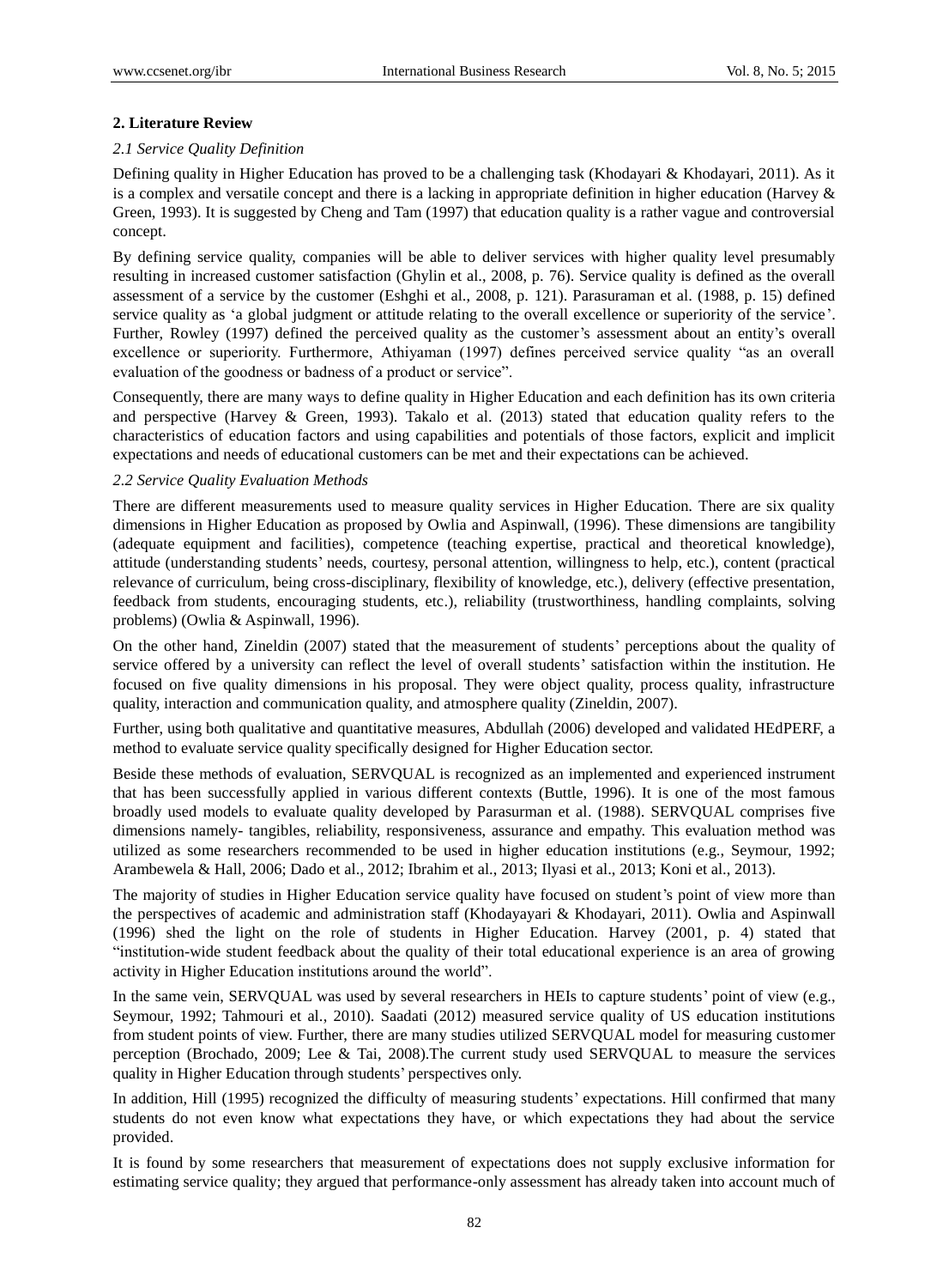## 2. Literature Review

### *2.1 Service Quality Definition*

Defining quality in Higher Education has proved to be a challenging task (Khodayari & Khodayari, 2011). As it is a complex and versatile concept and there is a lacking in appropriate definition in higher education (Harvey & Green, 1993). It is suggested by Cheng and Tam (1997) that education quality is a rather vague and controversial concept.

By defining service quality, companies will be able to deliver services with higher quality level presumably resulting in increased customer satisfaction (Ghylin et al., 2008, p. 76). Service quality is defined as the overall assessment of a service by the customer (Eshghi et al., 2008, p. 121). Parasuraman et al. (1988, p. 15) defined service quality as 'a global judgment or attitude relating to the overall excellence or superiority of the service'. Further, Rowley (1997) defined the perceived quality as the customer's assessment about an entity's overall excellence or superiority. Furthermore, Athiyaman (1997) defines perceived service quality "as an overall evaluation of the goodness or badness of a product or service".

Consequently, there are many ways to define quality in Higher Education and each definition has its own criteria and perspective (Harvey & Green, 1993). Takalo et al. (2013) stated that education quality refers to the characteristics of education factors and using capabilities and potentials of those factors, explicit and implicit expectations and needs of educational customers can be met and their expectations can be achieved.

### *2.2 Service Quality Evaluation Methods*

There are different measurements used to measure quality services in Higher Education. There are six quality dimensions in Higher Education as proposed by Owlia and Aspinwall, (1996). These dimensions are tangibility (adequate equipment and facilities), competence (teaching expertise, practical and theoretical knowledge), attitude (understanding students' needs, courtesy, personal attention, willingness to help, etc.), content (practical relevance of curriculum, being cross-disciplinary, flexibility of knowledge, etc.), delivery (effective presentation, feedback from students, encouraging students, etc.), reliability (trustworthiness, handling complaints, solving problems) (Owlia & Aspinwall, 1996).

On the other hand, Zineldin (2007) stated that the measurement of students' perceptions about the quality of service offered by a university can reflect the level of overall students' satisfaction within the institution. He focused on five quality dimensions in his proposal. They were object quality, process quality, infrastructure quality, interaction and communication quality, and atmosphere quality (Zineldin, 2007).

Further, using both qualitative and quantitative measures, Abdullah (2006) developed and validated HEdPERF, a method to evaluate service quality specifically designed for Higher Education sector.

Beside these methods of evaluation, SERVQUAL is recognized as an implemented and experienced instrument that has been successfully applied in various different contexts (Buttle, 1996). It is one of the most famous broadly used models to evaluate quality developed by Parasurman et al. (1988). SERVQUAL comprises five dimensions namely- tangibles, reliability, responsiveness, assurance and empathy. This evaluation method was utilized as some researchers recommended to be used in higher education institutions (e.g., Seymour, 1992; Arambewela & Hall, 2006; Dado et al., 2012; Ibrahim et al., 2013; Ilyasi et al., 2013; Koni et al., 2013).

The majority of studies in Higher Education service quality have focused on student's point of view more than the perspectives of academic and administration staff (Khodayayari & Khodayari, 2011). Owlia and Aspinwall (1996) shed the light on the role of students in Higher Education. Harvey (2001, p. 4) stated that "institution-wide student feedback about the quality of their total educational experience is an area of growing activity in Higher Education institutions around the world".

In the same vein, SERVQUAL was used by several researchers in HEIs to capture students' point of view (e.g., Seymour, 1992; Tahmouri et al., 2010). Saadati (2012) measured service quality of US education institutions from student points of view. Further, there are many studies utilized SERVQUAL model for measuring customer perception (Brochado, 2009; Lee & Tai, 2008).The current study used SERVQUAL to measure the services quality in Higher Education through students' perspectives only.

In addition, Hill (1995) recognized the difficulty of measuring students' expectations. Hill confirmed that many students do not even know what expectations they have, or which expectations they had about the service provided.

It is found by some researchers that measurement of expectations does not supply exclusive information for estimating service quality; they argued that performance-only assessment has already taken into account much of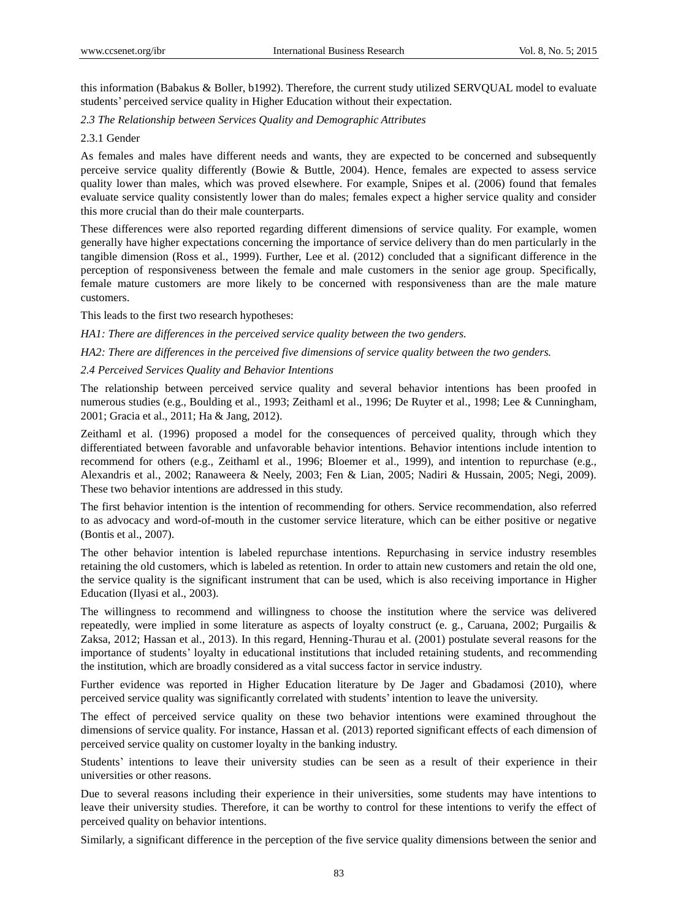this information (Babakus & Boller, b1992). Therefore, the current study utilized SERVQUAL model to evaluate students' perceived service quality in Higher Education without their expectation.

*2.3 The Relationship between Services Quality and Demographic Attributes*

2.3.1 Gender

As females and males have different needs and wants, they are expected to be concerned and subsequently perceive service quality differently (Bowie & Buttle, 2004). Hence, females are expected to assess service quality lower than males, which was proved elsewhere. For example, Snipes et al. (2006) found that females evaluate service quality consistently lower than do males; females expect a higher service quality and consider this more crucial than do their male counterparts.

These differences were also reported regarding different dimensions of service quality. For example, women generally have higher expectations concerning the importance of service delivery than do men particularly in the tangible dimension (Ross et al., 1999). Further, Lee et al. (2012) concluded that a significant difference in the perception of responsiveness between the female and male customers in the senior age group. Specifically, female mature customers are more likely to be concerned with responsiveness than are the male mature customers.

This leads to the first two research hypotheses:

*HA1: There are differences in the perceived service quality between the two genders.*

*HA2: There are differences in the perceived five dimensions of service quality between the two genders.*

*2.4 Perceived Services Quality and Behavior Intentions*

The relationship between perceived service quality and several behavior intentions has been proofed in numerous studies (e.g., Boulding et al., 1993; Zeithaml et al., 1996; De Ruyter et al., 1998; Lee & Cunningham, 2001; Gracia et al., 2011; Ha & Jang, 2012).

Zeithaml et al. (1996) proposed a model for the consequences of perceived quality, through which they differentiated between favorable and unfavorable behavior intentions. Behavior intentions include intention to recommend for others (e.g., Zeithaml et al., 1996; Bloemer et al., 1999), and intention to repurchase (e.g., Alexandris et al., 2002; Ranaweera & Neely, 2003; Fen & Lian, 2005; Nadiri & Hussain, 2005; Negi, 2009). These two behavior intentions are addressed in this study.

The first behavior intention is the intention of recommending for others. Service recommendation, also referred to as advocacy and word-of-mouth in the customer service literature, which can be either positive or negative (Bontis et al., 2007).

The other behavior intention is labeled repurchase intentions. Repurchasing in service industry resembles retaining the old customers, which is labeled as retention. In order to attain new customers and retain the old one, the service quality is the significant instrument that can be used, which is also receiving importance in Higher Education (Ilyasi et al., 2003).

The willingness to recommend and willingness to choose the institution where the service was delivered repeatedly, were implied in some literature as aspects of loyalty construct (e. g., Caruana, 2002; Purgailis & Zaksa, 2012; Hassan et al., 2013). In this regard, Henning-Thurau et al. (2001) postulate several reasons for the importance of students' loyalty in educational institutions that included retaining students, and recommending the institution, which are broadly considered as a vital success factor in service industry.

Further evidence was reported in Higher Education literature by De Jager and Gbadamosi (2010), where perceived service quality was significantly correlated with students' intention to leave the university.

The effect of perceived service quality on these two behavior intentions were examined throughout the dimensions of service quality. For instance, Hassan et al. (2013) reported significant effects of each dimension of perceived service quality on customer loyalty in the banking industry.

Students' intentions to leave their university studies can be seen as a result of their experience in their universities or other reasons.

Due to several reasons including their experience in their universities, some students may have intentions to leave their university studies. Therefore, it can be worthy to control for these intentions to verify the effect of perceived quality on behavior intentions.

Similarly, a significant difference in the perception of the five service quality dimensions between the senior and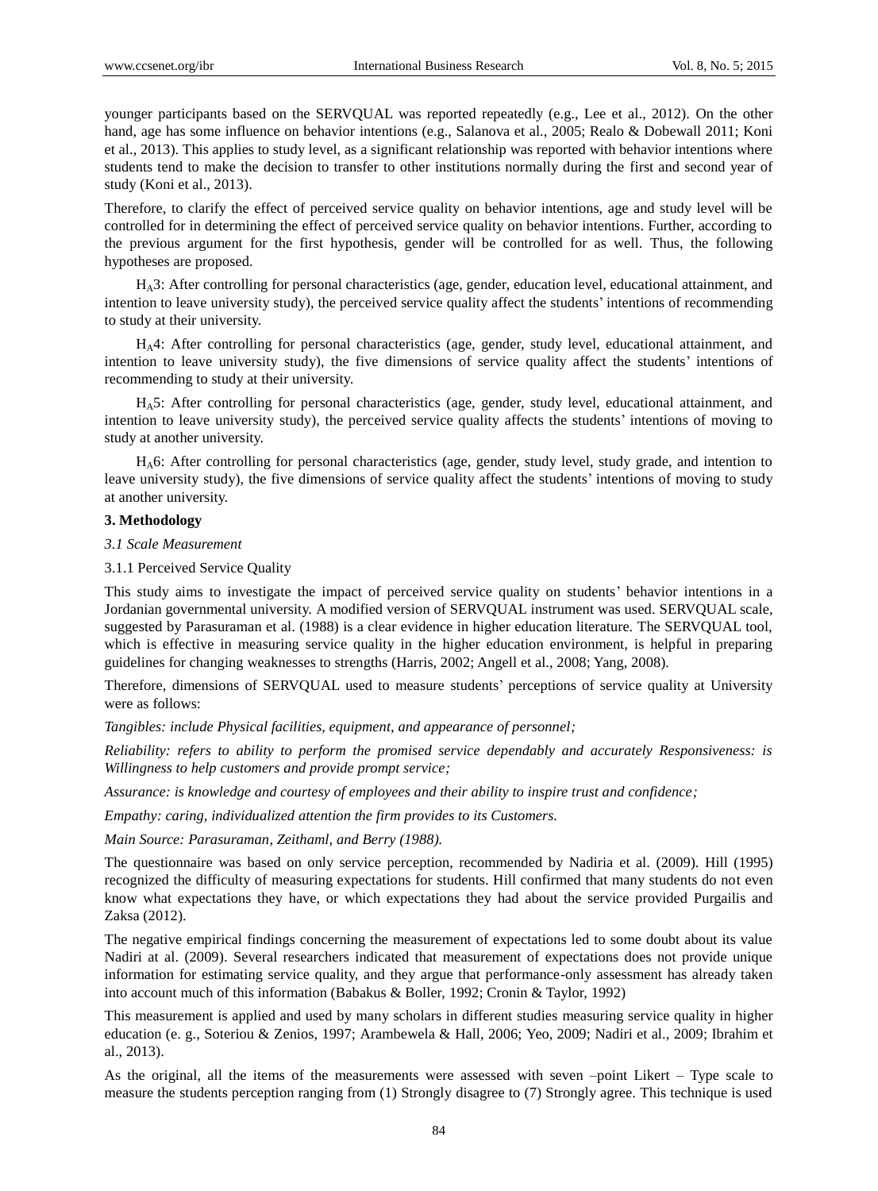younger participants based on the SERVQUAL was reported repeatedly (e.g., Lee et al., 2012). On the other hand, age has some influence on behavior intentions (e.g., Salanova et al., 2005; Realo & Dobewall 2011; Koni et al., 2013). This applies to study level, as a significant relationship was reported with behavior intentions where students tend to make the decision to transfer to other institutions normally during the first and second year of study (Koni et al., 2013).

Therefore, to clarify the effect of perceived service quality on behavior intentions, age and study level will be controlled for in determining the effect of perceived service quality on behavior intentions. Further, according to the previous argument for the first hypothesis, gender will be controlled for as well. Thus, the following hypotheses are proposed.

$H_A3$: After controlling for personal characteristics (age, gender, education level, educational attainment, and intention to leave university study), the perceived service quality affect the students' intentions of recommending to study at their university.

$H_A4$: After controlling for personal characteristics (age, gender, study level, educational attainment, and intention to leave university study), the five dimensions of service quality affect the students' intentions of recommending to study at their university.

$H_A5$: After controlling for personal characteristics (age, gender, study level, educational attainment, and intention to leave university study), the perceived service quality affects the students' intentions of moving to study at another university.

$H_A6$: After controlling for personal characteristics (age, gender, study level, study grade, and intention to leave university study), the five dimensions of service quality affect the students' intentions of moving to study at another university.

## 3. Methodology

### *3.1 Scale Measurement*

#### 3.1.1 Perceived Service Quality

This study aims to investigate the impact of perceived service quality on students' behavior intentions in a Jordanian governmental university. A modified version of SERVQUAL instrument was used. SERVQUAL scale, suggested by Parasuraman et al. (1988) is a clear evidence in higher education literature. The SERVQUAL tool, which is effective in measuring service quality in the higher education environment, is helpful in preparing guidelines for changing weaknesses to strengths (Harris, 2002; Angell et al., 2008; Yang, 2008).

Therefore, dimensions of SERVQUAL used to measure students' perceptions of service quality at University were as follows:

*Tangibles: include Physical facilities, equipment, and appearance of personnel;*

*Reliability: refers to ability to perform the promised service dependably and accurately Responsiveness: is Willingness to help customers and provide prompt service;*

*Assurance: is knowledge and courtesy of employees and their ability to inspire trust and confidence;*

*Empathy: caring, individualized attention the firm provides to its Customers.*

*Main Source: Parasuraman, Zeithaml, and Berry (1988).*

The questionnaire was based on only service perception, recommended by Nadiria et al. (2009). Hill (1995) recognized the difficulty of measuring expectations for students. Hill confirmed that many students do not even know what expectations they have, or which expectations they had about the service provided Purgailis and Zaksa (2012).

The negative empirical findings concerning the measurement of expectations led to some doubt about its value Nadiri at al. (2009). Several researchers indicated that measurement of expectations does not provide unique information for estimating service quality, and they argue that performance-only assessment has already taken into account much of this information (Babakus & Boller, 1992; Cronin & Taylor, 1992)

This measurement is applied and used by many scholars in different studies measuring service quality in higher education (e. g., Soteriou & Zenios, 1997; Arambewela & Hall, 2006; Yeo, 2009; Nadiri et al., 2009; Ibrahim et al., 2013).

As the original, all the items of the measurements were assessed with seven –point Likert – Type scale to measure the students perception ranging from (1) Strongly disagree to (7) Strongly agree. This technique is used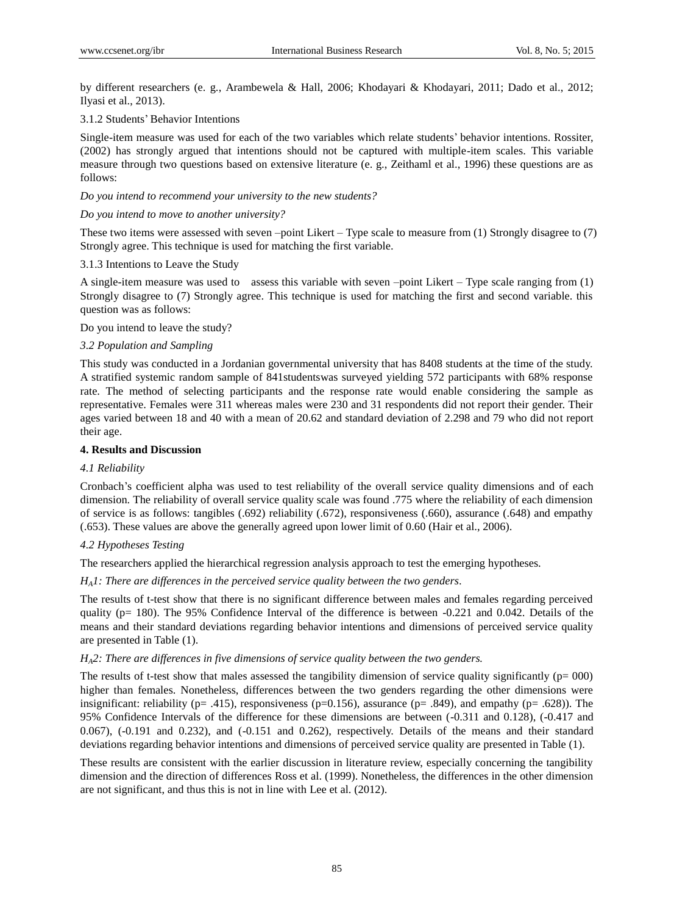by different researchers (e. g., Arambewela & Hall, 2006; Khodayari & Khodayari, 2011; Dado et al., 2012; Ilyasi et al., 2013).

3.1.2 Students' Behavior Intentions

Single-item measure was used for each of the two variables which relate students' behavior intentions. Rossiter, (2002) has strongly argued that intentions should not be captured with multiple-item scales. This variable measure through two questions based on extensive literature (e. g., Zeithaml et al., 1996) these questions are as follows:

*Do you intend to recommend your university to the new students?*

*Do you intend to move to another university?*

These two items were assessed with seven –point Likert – Type scale to measure from (1) Strongly disagree to (7) Strongly agree. This technique is used for matching the first variable.

3.1.3 Intentions to Leave the Study

A single-item measure was used to assess this variable with seven –point Likert – Type scale ranging from (1) Strongly disagree to (7) Strongly agree. This technique is used for matching the first and second variable. this question was as follows:

Do you intend to leave the study?

*3.2 Population and Sampling*

This study was conducted in a Jordanian governmental university that has 8408 students at the time of the study. A stratified systemic random sample of 841studentswas surveyed yielding 572 participants with 68% response rate. The method of selecting participants and the response rate would enable considering the sample as representative. Females were 311 whereas males were 230 and 31 respondents did not report their gender. Their ages varied between 18 and 40 with a mean of 20.62 and standard deviation of 2.298 and 79 who did not report their age.

## 4. Results and Discussion

*4.1 Reliability*

Cronbach's coefficient alpha was used to test reliability of the overall service quality dimensions and of each dimension. The reliability of overall service quality scale was found .775 where the reliability of each dimension of service is as follows: tangibles (.692) reliability (.672), responsiveness (.660), assurance (.648) and empathy (.653). These values are above the generally agreed upon lower limit of 0.60 (Hair et al., 2006).

*4.2 Hypotheses Testing*

The researchers applied the hierarchical regression analysis approach to test the emerging hypotheses.

*$H_A1$: There are differences in the perceived service quality between the two genders.*

The results of t-test show that there is no significant difference between males and females regarding perceived quality (p= 180). The 95% Confidence Interval of the difference is between -0.221 and 0.042. Details of the means and their standard deviations regarding behavior intentions and dimensions of perceived service quality are presented in Table (1).

*$H_A2$: There are differences in five dimensions of service quality between the two genders.*

The results of t-test show that males assessed the tangibility dimension of service quality significantly (p= 000) higher than females. Nonetheless, differences between the two genders regarding the other dimensions were insignificant: reliability (p= .415), responsiveness (p=0.156), assurance (p= .849), and empathy (p= .628)). The 95% Confidence Intervals of the difference for these dimensions are between (-0.311 and 0.128), (-0.417 and 0.067), (-0.191 and 0.232), and (-0.151 and 0.262), respectively. Details of the means and their standard deviations regarding behavior intentions and dimensions of perceived service quality are presented in Table (1).

These results are consistent with the earlier discussion in literature review, especially concerning the tangibility dimension and the direction of differences Ross et al. (1999). Nonetheless, the differences in the other dimension are not significant, and thus this is not in line with Lee et al. (2012).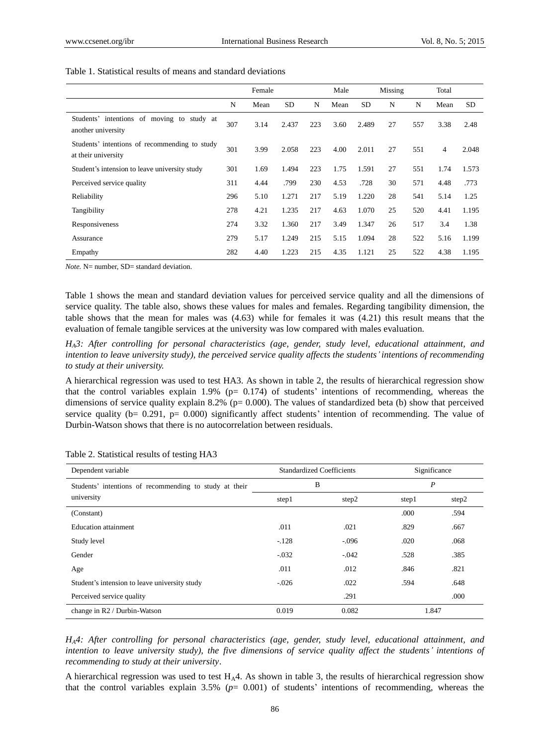Table 1. Statistical results of means and standard deviations

| | Female | | | Male | | | Missing | Total | | |
|---|---|---|---|---|---|---|---|---|---|---|
| | N | Mean | SD | N | Mean | SD | N | N | Mean | SD |
| Students' intentions of moving to study at another university | 307 | 3.14 | 2.437 | 223 | 3.60 | 2.489 | 27 | 557 | 3.38 | 2.48 |
| Students' intentions of recommending to study at their university | 301 | 3.99 | 2.058 | 223 | 4.00 | 2.011 | 27 | 551 | 4 | 2.048 |
| Student's intension to leave university study | 301 | 1.69 | 1.494 | 223 | 1.75 | 1.591 | 27 | 551 | 1.74 | 1.573 |
| Perceived service quality | 311 | 4.44 | .799 | 230 | 4.53 | .728 | 30 | 571 | 4.48 | .773 |
| Reliability | 296 | 5.10 | 1.271 | 217 | 5.19 | 1.220 | 28 | 541 | 5.14 | 1.25 |
| Tangibility | 278 | 4.21 | 1.235 | 217 | 4.63 | 1.070 | 25 | 520 | 4.41 | 1.195 |
| Responsiveness | 274 | 3.32 | 1.360 | 217 | 3.49 | 1.347 | 26 | 517 | 3.4 | 1.38 |
| Assurance | 279 | 5.17 | 1.249 | 215 | 5.15 | 1.094 | 28 | 522 | 5.16 | 1.199 |
| Empathy | 282 | 4.40 | 1.223 | 215 | 4.35 | 1.121 | 25 | 522 | 4.38 | 1.195 |

*Note.* N= number, SD= standard deviation.

Table 1 shows the mean and standard deviation values for perceived service quality and all the dimensions of service quality. The table also, shows these values for males and females. Regarding tangibility dimension, the table shows that the mean for males was (4.63) while for females it was (4.21) this result means that the evaluation of female tangible services at the university was low compared with males evaluation.

*$H_A$3: After controlling for personal characteristics (age, gender, study level, educational attainment, and intention to leave university study), the perceived service quality affects the students' intentions of recommending to study at their university.*

A hierarchical regression was used to test HA3. As shown in table 2, the results of hierarchical regression show that the control variables explain 1.9% (p= 0.174) of students' intentions of recommending, whereas the dimensions of service quality explain 8.2% (p= 0.000). The values of standardized beta (b) show that perceived service quality (b= 0.291, p= 0.000) significantly affect students' intention of recommending. The value of Durbin-Watson shows that there is no autocorrelation between residuals.

Table 2. Statistical results of testing HA3

| Dependent variable | Standardized Coefficients | | Significance | |
|---|---|---|---|---|
| Students' intentions of recommending to study at their university | B | | *P* | |
| | step1 | step2 | step1 | step2 |
| (Constant) | | | .000 | .594 |
| Education attainment | .011 | .021 | .829 | .667 |
| Study level | -.128 | -.096 | .020 | .068 |
| Gender | -.032 | -.042 | .528 | .385 |
| Age | .011 | .012 | .846 | .821 |
| Student's intension to leave university study | -.026 | .022 | .594 | .648 |
| Perceived service quality | | .291 | | .000 |
| change in R2 / Durbin-Watson | 0.019 | 0.082 | 1.847 | |

*$H_A$4: After controlling for personal characteristics (age, gender, study level, educational attainment, and intention to leave university study), the five dimensions of service quality affect the students' intentions of recommending to study at their university*.

A hierarchical regression was used to test $H_A$4. As shown in table 3, the results of hierarchical regression show that the control variables explain 3.5% (*p*= 0.001) of students' intentions of recommending, whereas the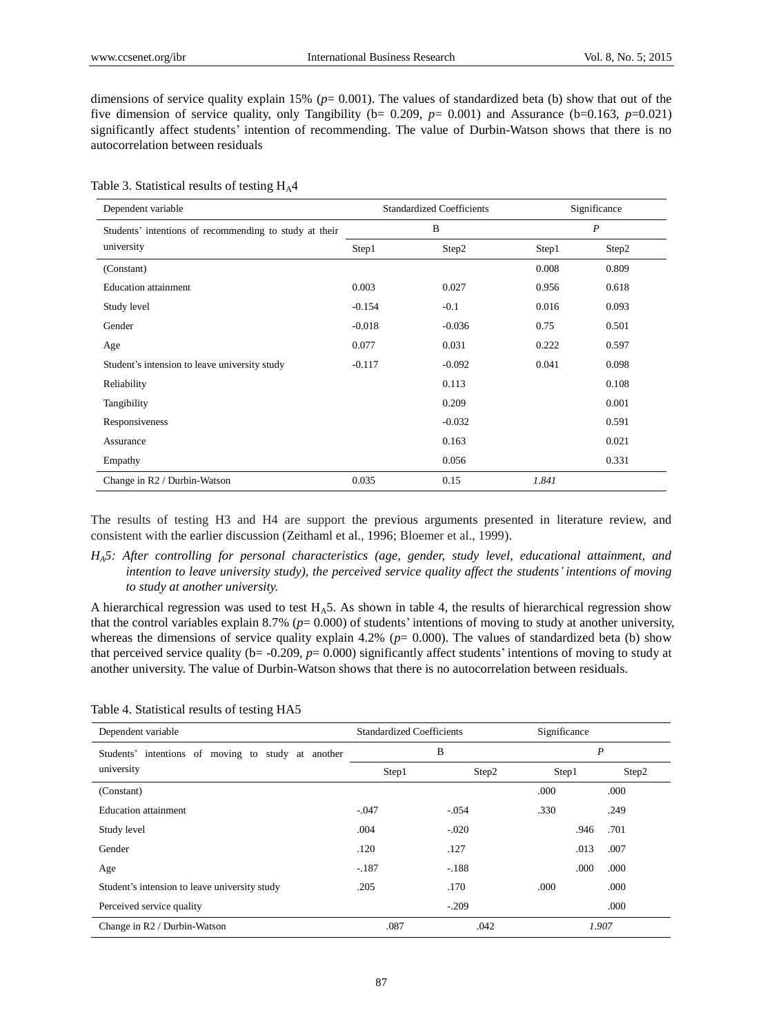dimensions of service quality explain 15% ($p$= 0.001). The values of standardized beta (b) show that out of the five dimension of service quality, only Tangibility (b= 0.209, $p$= 0.001) and Assurance (b=0.163, $p$=0.021) significantly affect students' intention of recommending. The value of Durbin-Watson shows that there is no autocorrelation between residuals

Table 3. Statistical results of testing $H_A4$

| Dependent variable | Standardized Coefficients | | Significance | |
|---|---|---|---|---|
| Students' intentions of recommending to study at their university | B | | *P* | |
| | Step1 | Step2 | Step1 | Step2 |
| (Constant) | | | 0.008 | 0.809 |
| Education attainment | 0.003 | 0.027 | 0.956 | 0.618 |
| Study level | -0.154 | -0.1 | 0.016 | 0.093 |
| Gender | -0.018 | -0.036 | 0.75 | 0.501 |
| Age | 0.077 | 0.031 | 0.222 | 0.597 |
| Student's intension to leave university study | -0.117 | -0.092 | 0.041 | 0.098 |
| Reliability | | 0.113 | | 0.108 |
| Tangibility | | 0.209 | | 0.001 |
| Responsiveness | | -0.032 | | 0.591 |
| Assurance | | 0.163 | | 0.021 |
| Empathy | | 0.056 | | 0.331 |
| Change in R2 / Durbin-Watson | 0.035 | 0.15 | *1.841* | |

The results of testing H3 and H4 are support the previous arguments presented in literature review, and consistent with the earlier discussion (Zeithaml et al., 1996; Bloemer et al., 1999).

*$H_A5$: After controlling for personal characteristics (age, gender, study level, educational attainment, and intention to leave university study), the perceived service quality affect the students' intentions of moving to study at another university.*

A hierarchical regression was used to test $H_A5$. As shown in table 4, the results of hierarchical regression show that the control variables explain 8.7% ($p$= 0.000) of students' intentions of moving to study at another university, whereas the dimensions of service quality explain 4.2% ($p$= 0.000). The values of standardized beta (b) show that perceived service quality (b= -0.209, $p$= 0.000) significantly affect students' intentions of moving to study at another university. The value of Durbin-Watson shows that there is no autocorrelation between residuals.

Table 4. Statistical results of testing HA5

| Dependent variable | Standardized Coefficients | | Significance | |
|---|---|---|---|---|
| Students' intentions of moving to study at another university | B | | *P* | |
| | Step1 | Step2 | Step1 | Step2 |
| (Constant) | | | .000 | .000 |
| Education attainment | -.047 | -.054 | .330 | .249 |
| Study level | .004 | -.020 | .946 | .701 |
| Gender | .120 | .127 | .013 | .007 |
| Age | -.187 | -.188 | .000 | .000 |
| Student's intension to leave university study | .205 | .170 | .000 | .000 |
| Perceived service quality | | -.209 | | .000 |
| Change in R2 / Durbin-Watson | .087 | .042 | *1.907* | |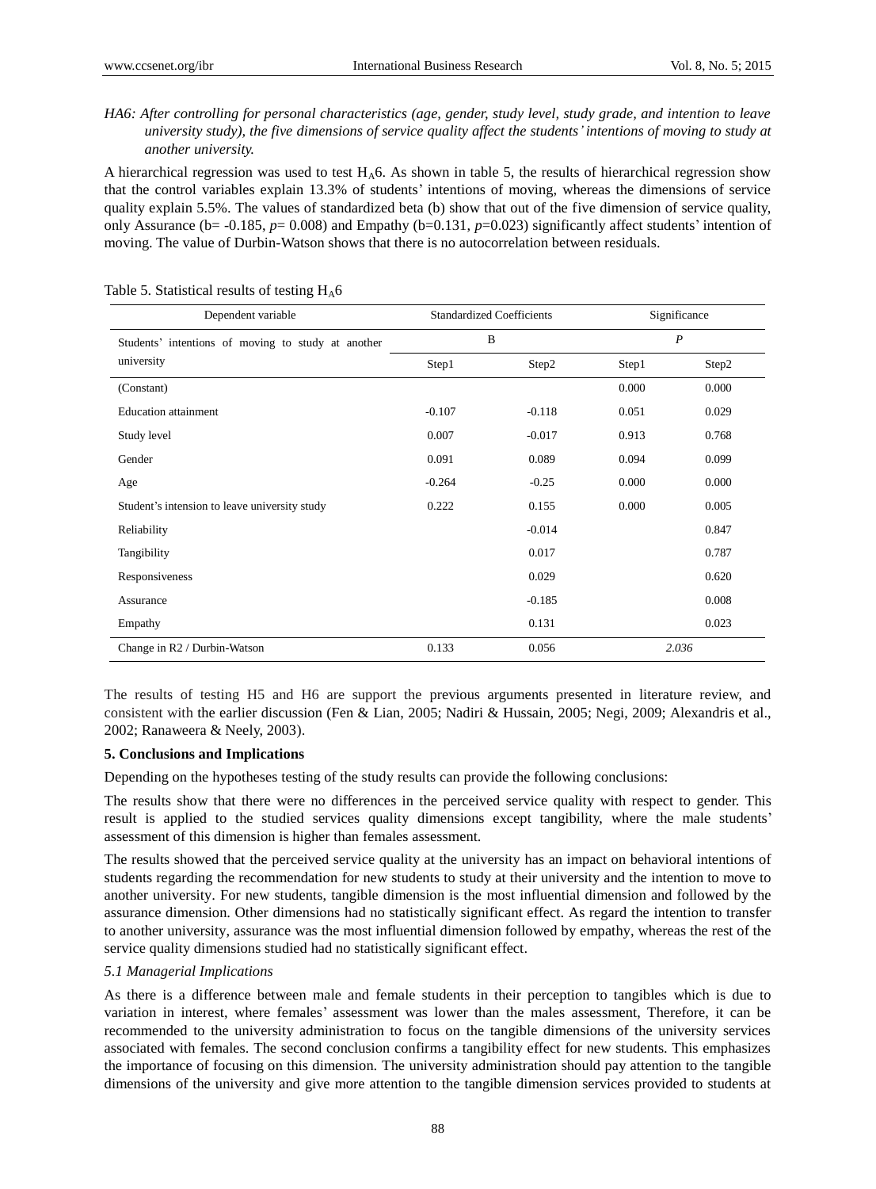*HA6: After controlling for personal characteristics (age, gender, study level, study grade, and intention to leave university study), the five dimensions of service quality affect the students' intentions of moving to study at another university.*

A hierarchical regression was used to test $H_A6$. As shown in table 5, the results of hierarchical regression show that the control variables explain 13.3% of students' intentions of moving, whereas the dimensions of service quality explain 5.5%. The values of standardized beta (b) show that out of the five dimension of service quality, only Assurance (b= -0.185, *p*= 0.008) and Empathy (b=0.131, *p*=0.023) significantly affect students' intention of moving. The value of Durbin-Watson shows that there is no autocorrelation between residuals.

Table 5. Statistical results of testing $H_A6$

| Dependent variable | Standardized Coefficients | | Significance | |
|---|---|---|---|---|
| Students' intentions of moving to study at another university | B | | *P* | |
| | Step1 | Step2 | Step1 | Step2 |
| (Constant) | | | 0.000 | 0.000 |
| Education attainment | -0.107 | -0.118 | 0.051 | 0.029 |
| Study level | 0.007 | -0.017 | 0.913 | 0.768 |
| Gender | 0.091 | 0.089 | 0.094 | 0.099 |
| Age | -0.264 | -0.25 | 0.000 | 0.000 |
| Student's intension to leave university study | 0.222 | 0.155 | 0.000 | 0.005 |
| Reliability | | -0.014 | | 0.847 |
| Tangibility | | 0.017 | | 0.787 |
| Responsiveness | | 0.029 | | 0.620 |
| Assurance | | -0.185 | | 0.008 |
| Empathy | | 0.131 | | 0.023 |
| Change in R2 / Durbin-Watson | 0.133 | 0.056 | *2.036* | |

The results of testing H5 and H6 are support the previous arguments presented in literature review, and consistent with the earlier discussion (Fen & Lian, 2005; Nadiri & Hussain, 2005; Negi, 2009; Alexandris et al., 2002; Ranaweera & Neely, 2003).

**5. Conclusions and Implications**

Depending on the hypotheses testing of the study results can provide the following conclusions:

The results show that there were no differences in the perceived service quality with respect to gender. This result is applied to the studied services quality dimensions except tangibility, where the male students' assessment of this dimension is higher than females assessment.

The results showed that the perceived service quality at the university has an impact on behavioral intentions of students regarding the recommendation for new students to study at their university and the intention to move to another university. For new students, tangible dimension is the most influential dimension and followed by the assurance dimension. Other dimensions had no statistically significant effect. As regard the intention to transfer to another university, assurance was the most influential dimension followed by empathy, whereas the rest of the service quality dimensions studied had no statistically significant effect.

*5.1 Managerial Implications*

As there is a difference between male and female students in their perception to tangibles which is due to variation in interest, where females' assessment was lower than the males assessment, Therefore, it can be recommended to the university administration to focus on the tangible dimensions of the university services associated with females. The second conclusion confirms a tangibility effect for new students. This emphasizes the importance of focusing on this dimension. The university administration should pay attention to the tangible dimensions of the university and give more attention to the tangible dimension services provided to students at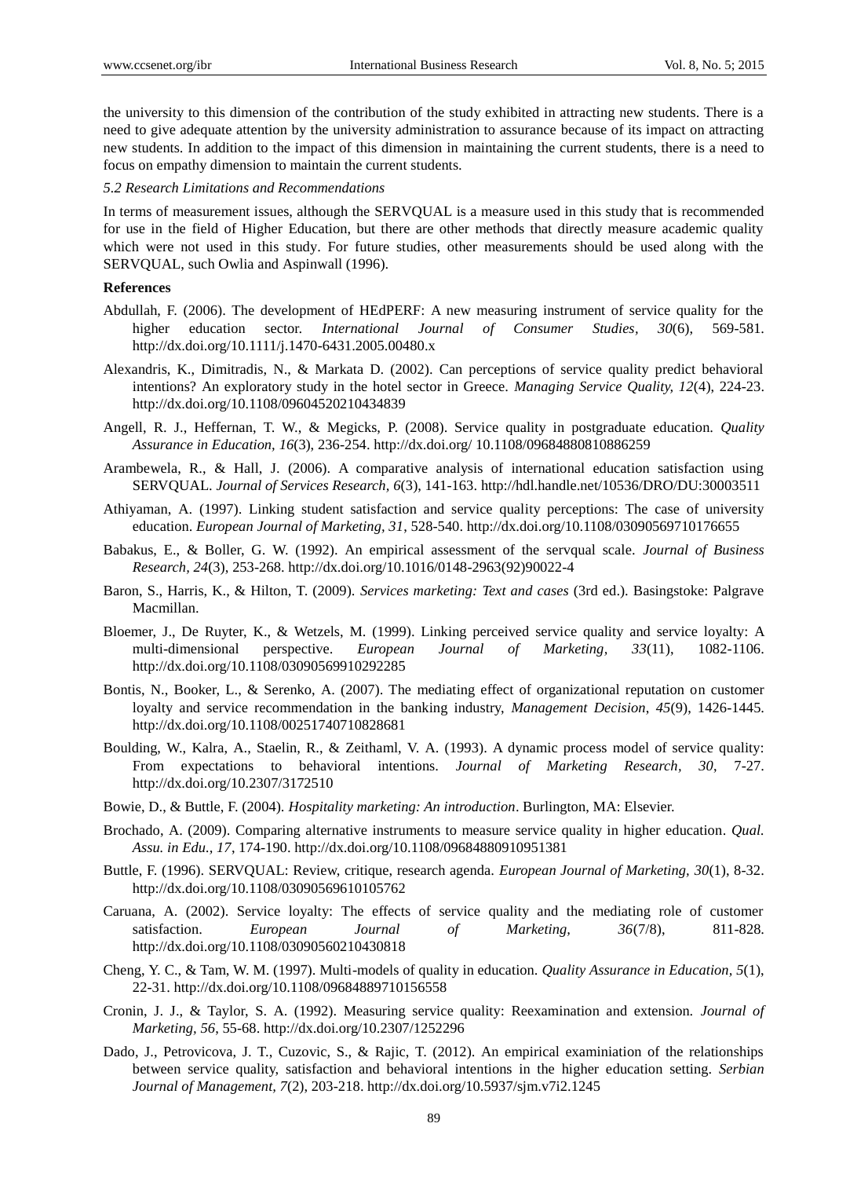the university to this dimension of the contribution of the study exhibited in attracting new students. There is a need to give adequate attention by the university administration to assurance because of its impact on attracting new students. In addition to the impact of this dimension in maintaining the current students, there is a need to focus on empathy dimension to maintain the current students.

### *5.2 Research Limitations and Recommendations*

In terms of measurement issues, although the SERVQUAL is a measure used in this study that is recommended for use in the field of Higher Education, but there are other methods that directly measure academic quality which were not used in this study. For future studies, other measurements should be used along with the SERVQUAL, such Owlia and Aspinwall (1996).

## References

Abdullah, F. (2006). The development of HEdPERF: A new measuring instrument of service quality for the higher education sector. *International Journal of Consumer Studies, 30*(6), 569-581. http://dx.doi.org/10.1111/j.1470-6431.2005.00480.x

Alexandris, K., Dimitradis, N., & Markata D. (2002). Can perceptions of service quality predict behavioral intentions? An exploratory study in the hotel sector in Greece. *Managing Service Quality, 12*(4), 224-23. http://dx.doi.org/10.1108/09604520210434839

Angell, R. J., Heffernan, T. W., & Megicks, P. (2008). Service quality in postgraduate education. *Quality Assurance in Education, 16*(3), 236-254. http://dx.doi.org/ 10.1108/09684880810886259

Arambewela, R., & Hall, J. (2006). A comparative analysis of international education satisfaction using SERVQUAL. *Journal of Services Research, 6*(3), 141-163. http://hdl.handle.net/10536/DRO/DU:30003511

Athiyaman, A. (1997). Linking student satisfaction and service quality perceptions: The case of university education. *European Journal of Marketing, 31*, 528-540. http://dx.doi.org/10.1108/03090569710176655

Babakus, E., & Boller, G. W. (1992). An empirical assessment of the servqual scale. *Journal of Business Research, 24*(3), 253-268. http://dx.doi.org/10.1016/0148-2963(92)90022-4

Baron, S., Harris, K., & Hilton, T. (2009). *Services marketing: Text and cases* (3rd ed.). Basingstoke: Palgrave Macmillan.

Bloemer, J., De Ruyter, K., & Wetzels, M. (1999). Linking perceived service quality and service loyalty: A multi-dimensional perspective. *European Journal of Marketing, 33*(11), 1082-1106. http://dx.doi.org/10.1108/03090569910292285

Bontis, N., Booker, L., & Serenko, A. (2007). The mediating effect of organizational reputation on customer loyalty and service recommendation in the banking industry, *Management Decision, 45*(9), 1426-1445. http://dx.doi.org/10.1108/00251740710828681

Boulding, W., Kalra, A., Staelin, R., & Zeithaml, V. A. (1993). A dynamic process model of service quality: From expectations to behavioral intentions. *Journal of Marketing Research, 30*, 7-27. http://dx.doi.org/10.2307/3172510

Bowie, D., & Buttle, F. (2004). *Hospitality marketing: An introduction*. Burlington, MA: Elsevier.

Brochado, A. (2009). Comparing alternative instruments to measure service quality in higher education. *Qual. Assu. in Edu., 17*, 174-190. http://dx.doi.org/10.1108/09684880910951381

Buttle, F. (1996). SERVQUAL: Review, critique, research agenda. *European Journal of Marketing, 30*(1), 8-32. http://dx.doi.org/10.1108/03090569610105762

Caruana, A. (2002). Service loyalty: The effects of service quality and the mediating role of customer satisfaction. *European Journal of Marketing, 36*(7/8), 811-828. http://dx.doi.org/10.1108/03090560210430818

Cheng, Y. C., & Tam, W. M. (1997). Multi-models of quality in education. *Quality Assurance in Education, 5*(1), 22-31. http://dx.doi.org/10.1108/09684889710156558

Cronin, J. J., & Taylor, S. A. (1992). Measuring service quality: Reexamination and extension. *Journal of Marketing, 56*, 55-68. http://dx.doi.org/10.2307/1252296

Dado, J., Petrovicova, J. T., Cuzovic, S., & Rajic, T. (2012). An empirical examiniation of the relationships between service quality, satisfaction and behavioral intentions in the higher education setting. *Serbian Journal of Management, 7*(2), 203-218. http://dx.doi.org/10.5937/sjm.v7i2.1245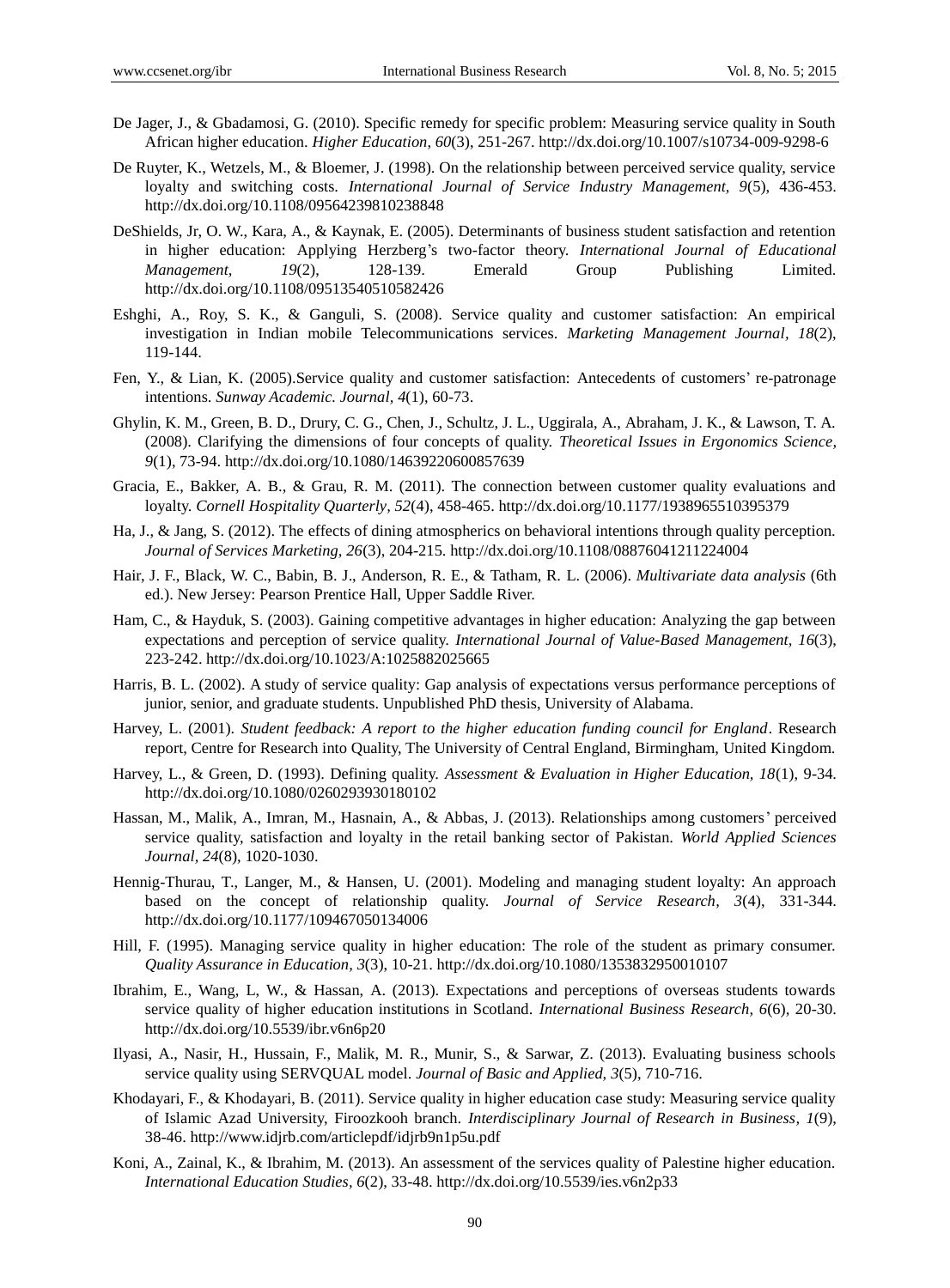De Jager, J., & Gbadamosi, G. (2010). Specific remedy for specific problem: Measuring service quality in South African higher education. *Higher Education*, *60*(3), 251-267. http://dx.doi.org/10.1007/s10734-009-9298-6

De Ruyter, K., Wetzels, M., & Bloemer, J. (1998). On the relationship between perceived service quality, service loyalty and switching costs. *International Journal of Service Industry Management*, *9*(5), 436-453. http://dx.doi.org/10.1108/09564239810238848

DeShields, Jr, O. W., Kara, A., & Kaynak, E. (2005). Determinants of business student satisfaction and retention in higher education: Applying Herzberg's two-factor theory. *International Journal of Educational Management*, *19*(2), 128-139. Emerald Group Publishing Limited. http://dx.doi.org/10.1108/09513540510582426

Eshghi, A., Roy, S. K., & Ganguli, S. (2008). Service quality and customer satisfaction: An empirical investigation in Indian mobile Telecommunications services. *Marketing Management Journal*, *18*(2), 119-144.

Fen, Y., & Lian, K. (2005).Service quality and customer satisfaction: Antecedents of customers' re-patronage intentions. *Sunway Academic. Journal, 4*(1), 60-73.

Ghylin, K. M., Green, B. D., Drury, C. G., Chen, J., Schultz, J. L., Uggirala, A., Abraham, J. K., & Lawson, T. A. (2008). Clarifying the dimensions of four concepts of quality. *Theoretical Issues in Ergonomics Science, 9*(1), 73-94. http://dx.doi.org/10.1080/14639220600857639

Gracia, E., Bakker, A. B., & Grau, R. M. (2011). The connection between customer quality evaluations and loyalty. *Cornell Hospitality Quarterly, 52*(4), 458-465. http://dx.doi.org/10.1177/1938965510395379

Ha, J., & Jang, S. (2012). The effects of dining atmospherics on behavioral intentions through quality perception. *Journal of Services Marketing, 26*(3), 204-215. http://dx.doi.org/10.1108/08876041211224004

Hair, J. F., Black, W. C., Babin, B. J., Anderson, R. E., & Tatham, R. L. (2006). *Multivariate data analysis* (6th ed.). New Jersey: Pearson Prentice Hall, Upper Saddle River.

Ham, C., & Hayduk, S. (2003). Gaining competitive advantages in higher education: Analyzing the gap between expectations and perception of service quality. *International Journal of Value-Based Management, 16*(3), 223-242. http://dx.doi.org/10.1023/A:1025882025665

Harris, B. L. (2002). A study of service quality: Gap analysis of expectations versus performance perceptions of junior, senior, and graduate students. Unpublished PhD thesis, University of Alabama.

Harvey, L. (2001). *Student feedback: A report to the higher education funding council for England*. Research report, Centre for Research into Quality, The University of Central England, Birmingham, United Kingdom.

Harvey, L., & Green, D. (1993). Defining quality. *Assessment & Evaluation in Higher Education, 18*(1), 9-34. http://dx.doi.org/10.1080/0260293930180102

Hassan, M., Malik, A., Imran, M., Hasnain, A., & Abbas, J. (2013). Relationships among customers' perceived service quality, satisfaction and loyalty in the retail banking sector of Pakistan. *World Applied Sciences Journal, 24*(8), 1020-1030.

Hennig-Thurau, T., Langer, M., & Hansen, U. (2001). Modeling and managing student loyalty: An approach based on the concept of relationship quality. *Journal of Service Research, 3*(4), 331-344. http://dx.doi.org/10.1177/109467050134006

Hill, F. (1995). Managing service quality in higher education: The role of the student as primary consumer. *Quality Assurance in Education, 3*(3), 10-21. http://dx.doi.org/10.1080/1353832950010107

Ibrahim, E., Wang, L, W., & Hassan, A. (2013). Expectations and perceptions of overseas students towards service quality of higher education institutions in Scotland. *International Business Research, 6*(6), 20-30. http://dx.doi.org/10.5539/ibr.v6n6p20

Ilyasi, A., Nasir, H., Hussain, F., Malik, M. R., Munir, S., & Sarwar, Z. (2013). Evaluating business schools service quality using SERVQUAL model. *Journal of Basic and Applied, 3*(5), 710-716.

Khodayari, F., & Khodayari, B. (2011). Service quality in higher education case study: Measuring service quality of Islamic Azad University, Firoozkooh branch. *Interdisciplinary Journal of Research in Business, 1*(9), 38-46. http://www.idjrb.com/articlepdf/idjrb9n1p5u.pdf

Koni, A., Zainal, K., & Ibrahim, M. (2013). An assessment of the services quality of Palestine higher education. *International Education Studies, 6*(2), 33-48. http://dx.doi.org/10.5539/ies.v6n2p33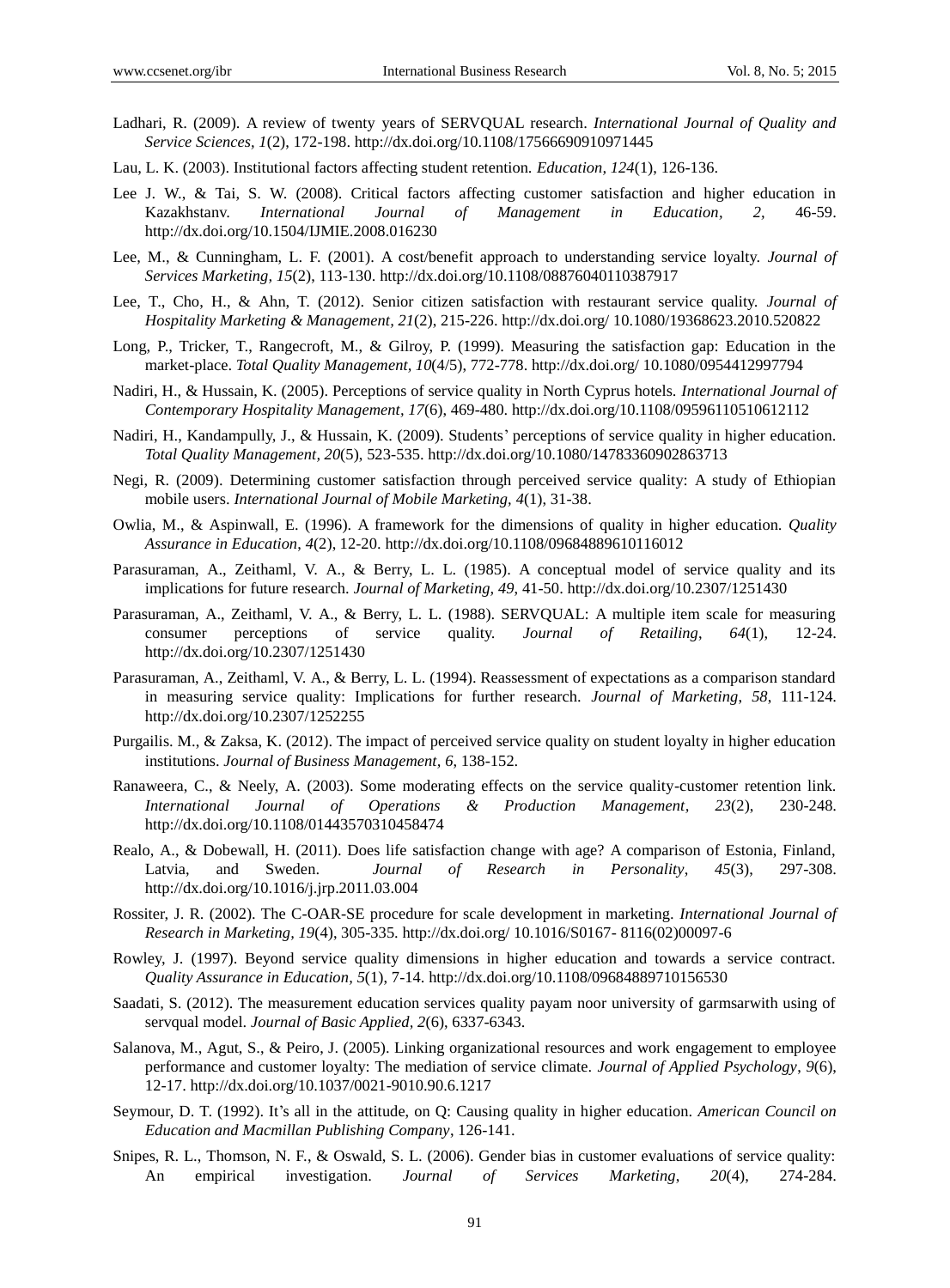Ladhari, R. (2009). A review of twenty years of SERVQUAL research. *International Journal of Quality and Service Sciences, 1*(2), 172-198. http://dx.doi.org/10.1108/17566690910971445

Lau, L. K. (2003). Institutional factors affecting student retention. *Education, 124*(1), 126-136.

Lee J. W., & Tai, S. W. (2008). Critical factors affecting customer satisfaction and higher education in Kazakhstanv. *International Journal of Management in Education*, *2*, 46-59. http://dx.doi.org/10.1504/IJMIE.2008.016230

Lee, M., & Cunningham, L. F. (2001). A cost/benefit approach to understanding service loyalty. *Journal of Services Marketing, 15*(2), 113-130. http://dx.doi.org/10.1108/08876040110387917

Lee, T., Cho, H., & Ahn, T. (2012). Senior citizen satisfaction with restaurant service quality. *Journal of Hospitality Marketing & Management*, *21*(2), 215-226. http://dx.doi.org/ 10.1080/19368623.2010.520822

Long, P., Tricker, T., Rangecroft, M., & Gilroy, P. (1999). Measuring the satisfaction gap: Education in the market-place. *Total Quality Management, 10*(4/5), 772-778. http://dx.doi.org/ 10.1080/0954412997794

Nadiri, H., & Hussain, K. (2005). Perceptions of service quality in North Cyprus hotels. *International Journal of Contemporary Hospitality Management, 17*(6), 469-480. http://dx.doi.org/10.1108/09596110510612112

Nadiri, H., Kandampully, J., & Hussain, K. (2009). Students' perceptions of service quality in higher education. *Total Quality Management, 20*(5), 523-535. http://dx.doi.org/10.1080/14783360902863713

Negi, R. (2009). Determining customer satisfaction through perceived service quality: A study of Ethiopian mobile users. *International Journal of Mobile Marketing, 4*(1), 31-38.

Owlia, M., & Aspinwall, E. (1996). A framework for the dimensions of quality in higher education. *Quality Assurance in Education*, *4*(2), 12-20. http://dx.doi.org/10.1108/09684889610116012

Parasuraman, A., Zeithaml, V. A., & Berry, L. L. (1985). A conceptual model of service quality and its implications for future research. *Journal of Marketing, 49*, 41-50. http://dx.doi.org/10.2307/1251430

Parasuraman, A., Zeithaml, V. A., & Berry, L. L. (1988). SERVQUAL: A multiple item scale for measuring consumer perceptions of service quality. *Journal of Retailing*, *64*(1), 12-24. http://dx.doi.org/10.2307/1251430

Parasuraman, A., Zeithaml, V. A., & Berry, L. L. (1994). Reassessment of expectations as a comparison standard in measuring service quality: Implications for further research. *Journal of Marketing, 58*, 111-124. http://dx.doi.org/10.2307/1252255

Purgailis. M., & Zaksa, K. (2012). The impact of perceived service quality on student loyalty in higher education institutions. *Journal of Business Management, 6*, 138-152.

Ranaweera, C., & Neely, A. (2003). Some moderating effects on the service quality-customer retention link. *International Journal of Operations & Production Management*, *23*(2), 230-248. http://dx.doi.org/10.1108/01443570310458474

Realo, A., & Dobewall, H. (2011). Does life satisfaction change with age? A comparison of Estonia, Finland, Latvia, and Sweden. *Journal of Research in Personality*, *45*(3), 297-308. http://dx.doi.org/10.1016/j.jrp.2011.03.004

Rossiter, J. R. (2002). The C-OAR-SE procedure for scale development in marketing. *International Journal of Research in Marketing, 19*(4), 305-335. http://dx.doi.org/ 10.1016/S0167- 8116(02)00097-6

Rowley, J. (1997). Beyond service quality dimensions in higher education and towards a service contract. *Quality Assurance in Education, 5*(1), 7-14. http://dx.doi.org/10.1108/09684889710156530

Saadati, S. (2012). The measurement education services quality payam noor university of garmsarwith using of servqual model. *Journal of Basic Applied*, *2*(6), 6337-6343.

Salanova, M., Agut, S., & Peiro, J. (2005). Linking organizational resources and work engagement to employee performance and customer loyalty: The mediation of service climate. *Journal of Applied Psychology*, *9*(6), 12-17. http://dx.doi.org/10.1037/0021-9010.90.6.1217

Seymour, D. T. (1992). It's all in the attitude, on Q: Causing quality in higher education. *American Council on Education and Macmillan Publishing Company*, 126-141.

Snipes, R. L., Thomson, N. F., & Oswald, S. L. (2006). Gender bias in customer evaluations of service quality: An empirical investigation. *Journal of Services Marketing*, *20*(4), 274-284.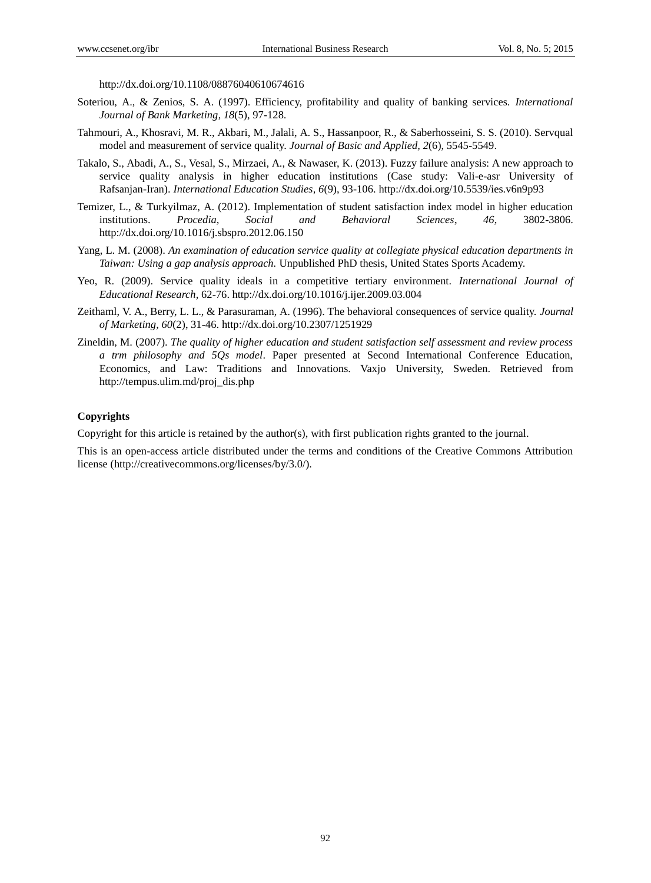http://dx.doi.org/10.1108/08876040610674616

Soteriou, A., & Zenios, S. A. (1997). Efficiency, profitability and quality of banking services. *International Journal of Bank Marketing, 18*(5), 97-128.

Tahmouri, A., Khosravi, M. R., Akbari, M., Jalali, A. S., Hassanpoor, R., & Saberhosseini, S. S. (2010). Servqual model and measurement of service quality. *Journal of Basic and Applied, 2*(6), 5545-5549.

Takalo, S., Abadi, A., S., Vesal, S., Mirzaei, A., & Nawaser, K. (2013). Fuzzy failure analysis: A new approach to service quality analysis in higher education institutions (Case study: Vali-e-asr University of Rafsanjan-Iran). *International Education Studies, 6*(9), 93-106. http://dx.doi.org/10.5539/ies.v6n9p93

Temizer, L., & Turkyilmaz, A. (2012). Implementation of student satisfaction index model in higher education institutions. *Procedia, Social and Behavioral Sciences, 46*, 3802-3806. http://dx.doi.org/10.1016/j.sbspro.2012.06.150

Yang, L. M. (2008). *An examination of education service quality at collegiate physical education departments in Taiwan: Using a gap analysis approach.* Unpublished PhD thesis, United States Sports Academy.

Yeo, R. (2009). Service quality ideals in a competitive tertiary environment. *International Journal of Educational Research*, 62-76. http://dx.doi.org/10.1016/j.ijer.2009.03.004

Zeithaml, V. A., Berry, L. L., & Parasuraman, A. (1996). The behavioral consequences of service quality. *Journal of Marketing, 60*(2), 31-46. http://dx.doi.org/10.2307/1251929

Zineldin, M. (2007). *The quality of higher education and student satisfaction self assessment and review process a trm philosophy and 5Qs model*. Paper presented at Second International Conference Education, Economics, and Law: Traditions and Innovations. Vaxjo University, Sweden. Retrieved from http://tempus.ulim.md/proj_dis.php

**Copyrights**

Copyright for this article is retained by the author(s), with first publication rights granted to the journal.

This is an open-access article distributed under the terms and conditions of the Creative Commons Attribution license (http://creativecommons.org/licenses/by/3.0/).